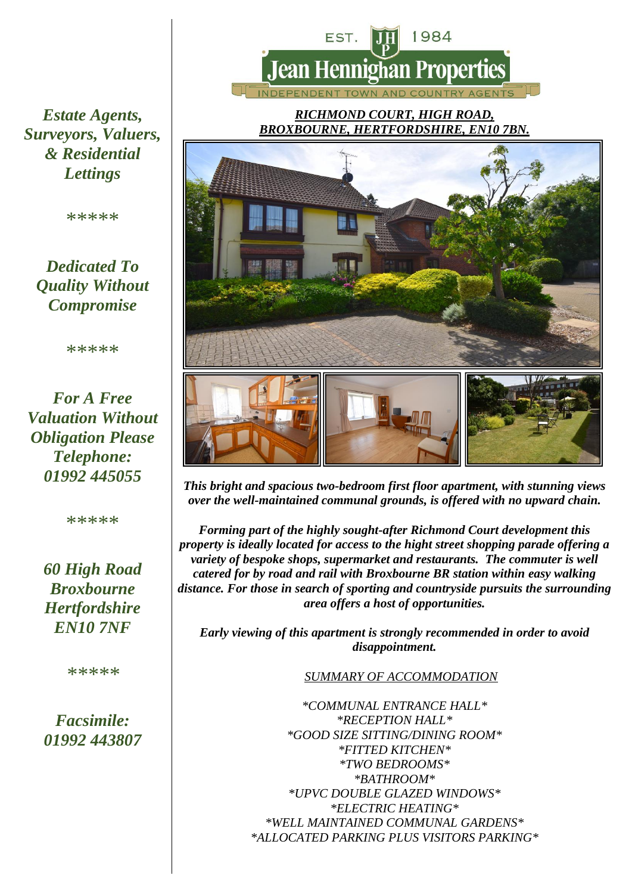EST. 1984

# Jean Hennighan Properties

INDEPENDENT TOWN AND COUNTRY AGENTS

***Estate Agents, Surveyors, Valuers, & Residential Lettings***

*****

***Dedicated To Quality Without Compromise***

*****

***For A Free Valuation Without Obligation Please Telephone: 01992 445055***

*****

***60 High Road Broxbourne Hertfordshire EN10 7NF***

*****

***Facsimile: 01992 443807***

## *RICHMOND COURT, HIGH ROAD, BROXBOURNE, HERTFORDSHIRE, EN10 7BN.*

***This bright and spacious two-bedroom first floor apartment, with stunning views over the well-maintained communal grounds, is offered with no upward chain.***

***Forming part of the highly sought-after Richmond Court development this property is ideally located for access to the hight street shopping parade offering a variety of bespoke shops, supermarket and restaurants. The commuter is well catered for by road and rail with Broxbourne BR station within easy walking distance. For those in search of sporting and countryside pursuits the surrounding area offers a host of opportunities.***

***Early viewing of this apartment is strongly recommended in order to avoid disappointment.***

*SUMMARY OF ACCOMMODATION*

*COMMUNAL ENTRANCE HALL*
*RECEPTION HALL*
*GOOD SIZE SITTING/DINING ROOM*
*FITTED KITCHEN*
*TWO BEDROOMS*
*BATHROOM*
*UPVC DOUBLE GLAZED WINDOWS*
*ELECTRIC HEATING*
*WELL MAINTAINED COMMUNAL GARDENS*
*ALLOCATED PARKING PLUS VISITORS PARKING*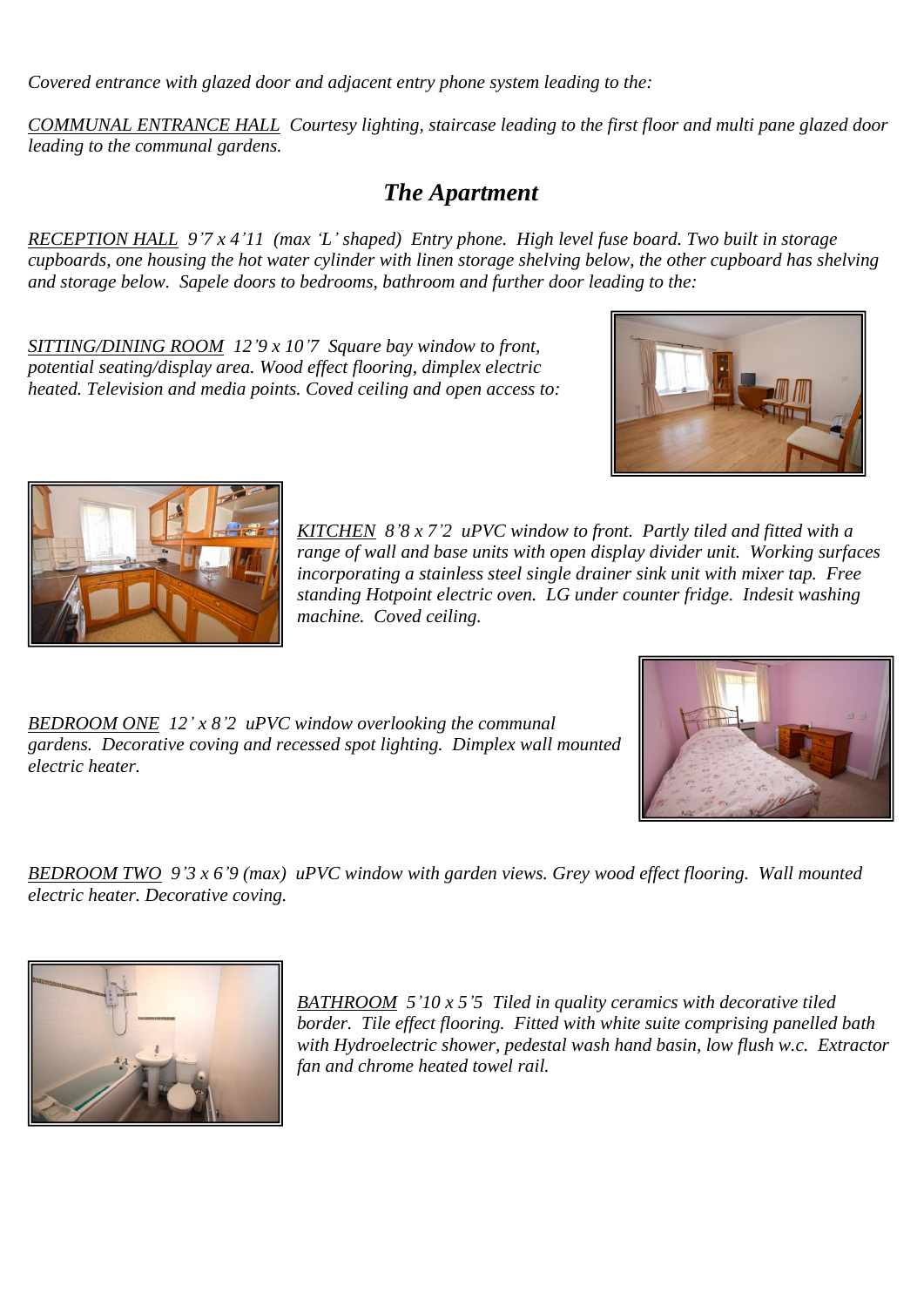*Covered entrance with glazed door and adjacent entry phone system leading to the:*

*<u>COMMUNAL ENTRANCE HALL</u> Courtesy lighting, staircase leading to the first floor and multi pane glazed door leading to the communal gardens.*

## *The Apartment*

*<u>RECEPTION HALL</u> 9'7 x 4'11 (max 'L' shaped) Entry phone. High level fuse board. Two built in storage cupboards, one housing the hot water cylinder with linen storage shelving below, the other cupboard has shelving and storage below. Sapele doors to bedrooms, bathroom and further door leading to the:*

*<u>SITTING/DINING ROOM</u> 12'9 x 10'7 Square bay window to front, potential seating/display area. Wood effect flooring, dimplex electric heated. Television and media points. Coved ceiling and open access to:*

*<u>KITCHEN</u> 8'8 x 7'2 uPVC window to front. Partly tiled and fitted with a range of wall and base units with open display divider unit. Working surfaces incorporating a stainless steel single drainer sink unit with mixer tap. Free standing Hotpoint electric oven. LG under counter fridge. Indesit washing machine. Coved ceiling.*

*<u>BEDROOM ONE</u> 12' x 8'2 uPVC window overlooking the communal gardens. Decorative coving and recessed spot lighting. Dimplex wall mounted electric heater.*

*<u>BEDROOM TWO</u> 9'3 x 6'9 (max) uPVC window with garden views. Grey wood effect flooring. Wall mounted electric heater. Decorative coving.*

*<u>BATHROOM</u> 5'10 x 5'5 Tiled in quality ceramics with decorative tiled border. Tile effect flooring. Fitted with white suite comprising panelled bath with Hydroelectric shower, pedestal wash hand basin, low flush w.c. Extractor fan and chrome heated towel rail.*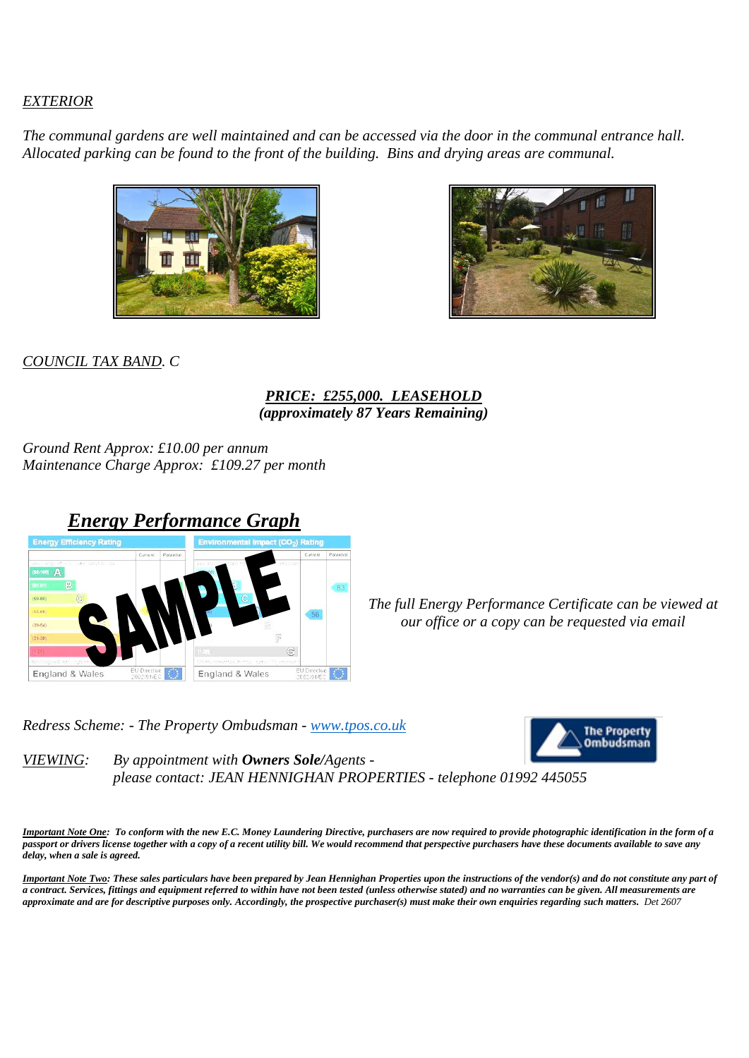*EXTERIOR*

*The communal gardens are well maintained and can be accessed via the door in the communal entrance hall. Allocated parking can be found to the front of the building. Bins and drying areas are communal.*

*COUNCIL TAX BAND. C*

***PRICE: £255,000. LEASEHOLD***
***(approximately 87 Years Remaining)***

*Ground Rent Approx: £10.00 per annum*
*Maintenance Charge Approx: £109.27 per month*

## ***Energy Performance Graph***

*The full Energy Performance Certificate can be viewed at our office or a copy can be requested via email*

*Redress Scheme: - The Property Ombudsman - www.tpos.co.uk*

*VIEWING:* *By appointment with **Owners Sole**/Agents - please contact: JEAN HENNIGHAN PROPERTIES - telephone 01992 445055*

***Important Note One: To conform with the new E.C. Money Laundering Directive, purchasers are now required to provide photographic identification in the form of a passport or drivers license together with a copy of a recent utility bill. We would recommend that perspective purchasers have these documents available to save any delay, when a sale is agreed.***

***Important Note Two: These sales particulars have been prepared by Jean Hennighan Properties upon the instructions of the vendor(s) and do not constitute any part of a contract. Services, fittings and equipment referred to within have not been tested (unless otherwise stated) and no warranties can be given. All measurements are approximate and are for descriptive purposes only. Accordingly, the prospective purchaser(s) must make their own enquiries regarding such matters.*** *Det 2607*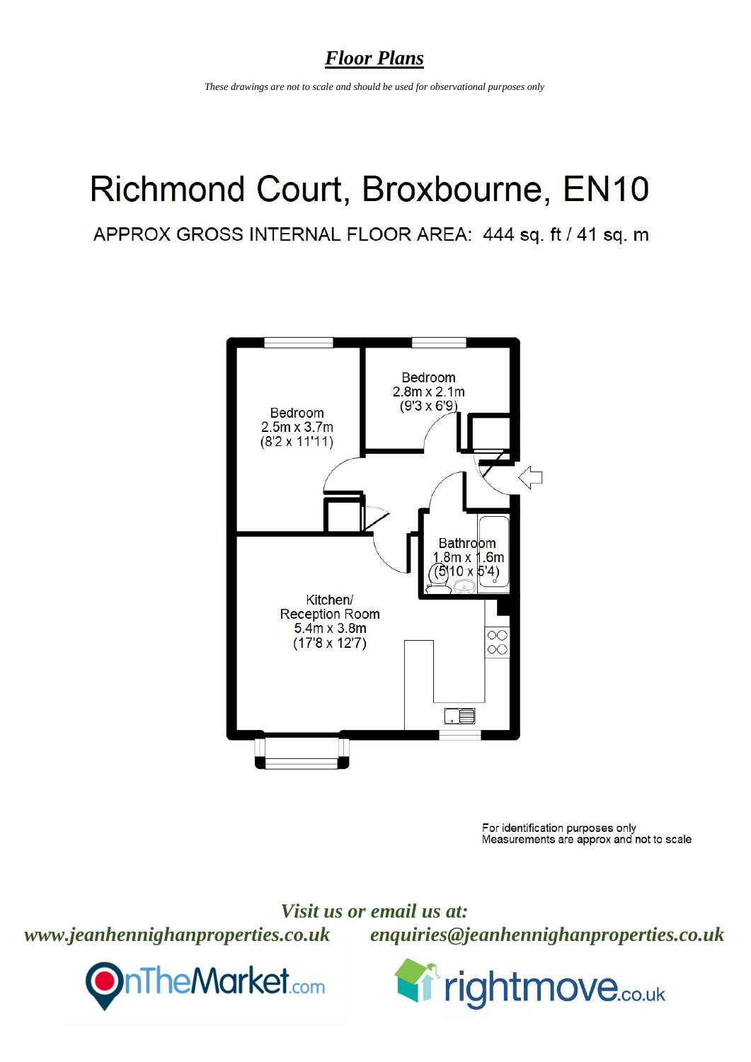# *Floor Plans*

*These drawings are not to scale and should be used for observational purposes only*

## Richmond Court, Broxbourne, EN10

APPROX GROSS INTERNAL FLOOR AREA: 444 sq. ft / 41 sq. m

Bedroom
2.8m x 2.1m
(9'3 x 6'9)

Bedroom
2.5m x 3.7m
(8'2 x 11'11)

Bathroom
1.8m x 1.6m
(5'10 x 5'4)

Kitchen/
Reception Room
5.4m x 3.8m
(17'8 x 12'7)

For identification purposes only
Measurements are approx and not to scale

***Visit us or email us at:***

***www.jeanhennighanproperties.co.uk*** ***enquiries@jeanhennighanproperties.co.uk***

OnTheMarket.com

rightmove.co.uk